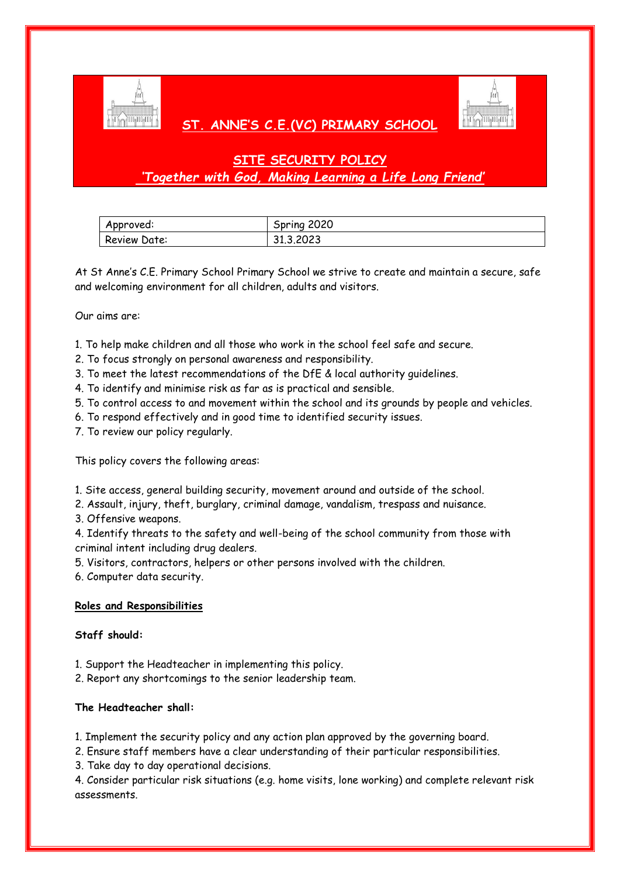# ST. ANNE'S C.E.(VC) PRIMARY SCHOOL

## SITE SECURITY POLICY

***'Together with God, Making Learning a Life Long Friend'***

| Approved: | Spring 2020 |
|---|---|
| Review Date: | 31.3.2023 |

At St Anne's C.E. Primary School Primary School we strive to create and maintain a secure, safe and welcoming environment for all children, adults and visitors.

Our aims are:

1. To help make children and all those who work in the school feel safe and secure.
2. To focus strongly on personal awareness and responsibility.
3. To meet the latest recommendations of the DfE & local authority guidelines.
4. To identify and minimise risk as far as is practical and sensible.
5. To control access to and movement within the school and its grounds by people and vehicles.
6. To respond effectively and in good time to identified security issues.
7. To review our policy regularly.

This policy covers the following areas:

1. Site access, general building security, movement around and outside of the school.
2. Assault, injury, theft, burglary, criminal damage, vandalism, trespass and nuisance.
3. Offensive weapons.
4. Identify threats to the safety and well-being of the school community from those with criminal intent including drug dealers.
5. Visitors, contractors, helpers or other persons involved with the children.
6. Computer data security.

**Roles and Responsibilities**

**Staff should:**

1. Support the Headteacher in implementing this policy.
2. Report any shortcomings to the senior leadership team.

**The Headteacher shall:**

1. Implement the security policy and any action plan approved by the governing board.
2. Ensure staff members have a clear understanding of their particular responsibilities.
3. Take day to day operational decisions.
4. Consider particular risk situations (e.g. home visits, lone working) and complete relevant risk assessments.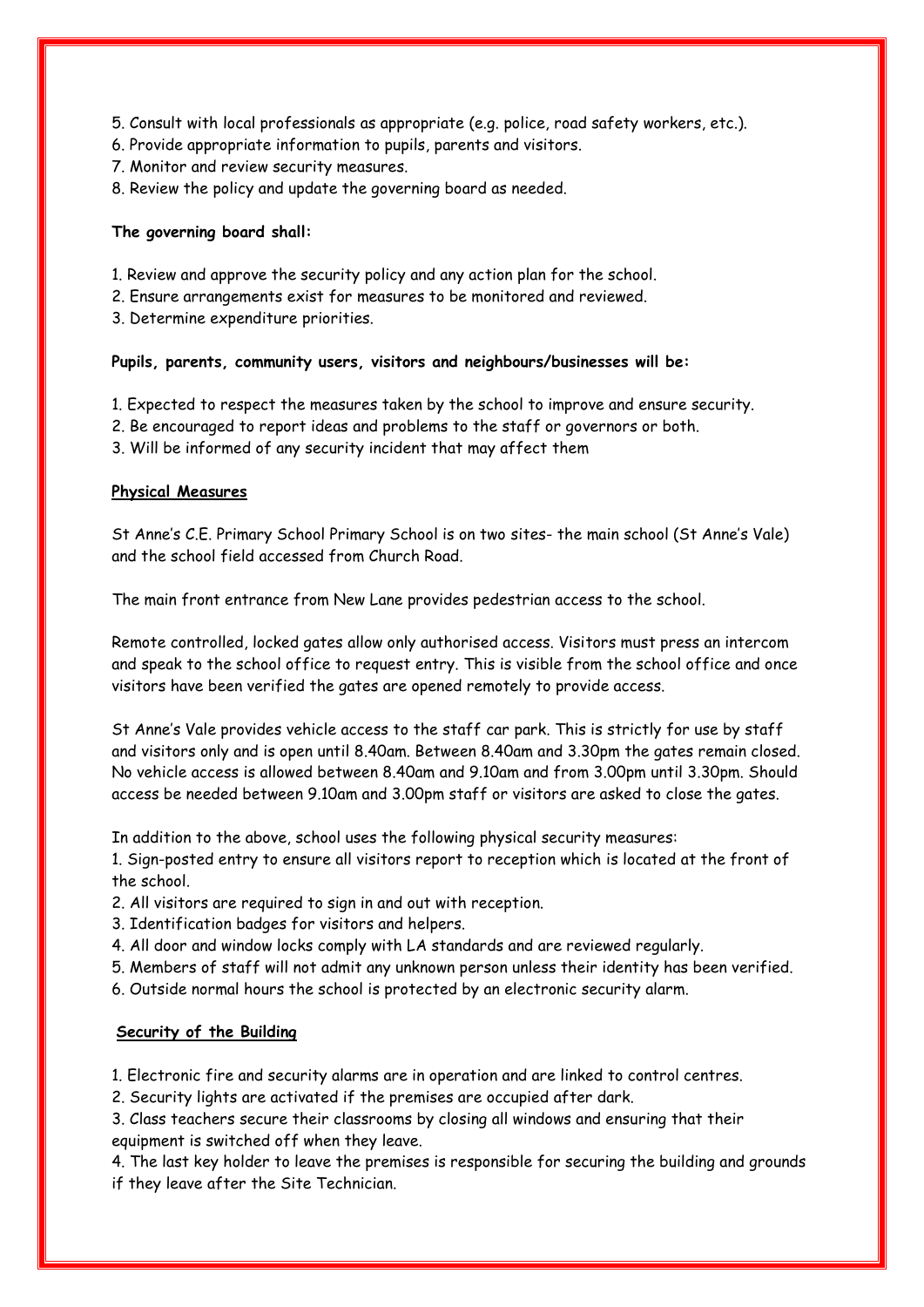5. Consult with local professionals as appropriate (e.g. police, road safety workers, etc.).
6. Provide appropriate information to pupils, parents and visitors.
7. Monitor and review security measures.
8. Review the policy and update the governing board as needed.

**The governing board shall:**

1. Review and approve the security policy and any action plan for the school.
2. Ensure arrangements exist for measures to be monitored and reviewed.
3. Determine expenditure priorities.

**Pupils, parents, community users, visitors and neighbours/businesses will be:**

1. Expected to respect the measures taken by the school to improve and ensure security.
2. Be encouraged to report ideas and problems to the staff or governors or both.
3. Will be informed of any security incident that may affect them

## Physical Measures

St Anne's C.E. Primary School Primary School is on two sites- the main school (St Anne's Vale) and the school field accessed from Church Road.

The main front entrance from New Lane provides pedestrian access to the school.

Remote controlled, locked gates allow only authorised access. Visitors must press an intercom and speak to the school office to request entry. This is visible from the school office and once visitors have been verified the gates are opened remotely to provide access.

St Anne's Vale provides vehicle access to the staff car park. This is strictly for use by staff and visitors only and is open until 8.40am. Between 8.40am and 3.30pm the gates remain closed. No vehicle access is allowed between 8.40am and 9.10am and from 3.00pm until 3.30pm. Should access be needed between 9.10am and 3.00pm staff or visitors are asked to close the gates.

In addition to the above, school uses the following physical security measures:

1. Sign-posted entry to ensure all visitors report to reception which is located at the front of the school.
2. All visitors are required to sign in and out with reception.
3. Identification badges for visitors and helpers.
4. All door and window locks comply with LA standards and are reviewed regularly.
5. Members of staff will not admit any unknown person unless their identity has been verified.
6. Outside normal hours the school is protected by an electronic security alarm.

## Security of the Building

1. Electronic fire and security alarms are in operation and are linked to control centres.
2. Security lights are activated if the premises are occupied after dark.
3. Class teachers secure their classrooms by closing all windows and ensuring that their equipment is switched off when they leave.
4. The last key holder to leave the premises is responsible for securing the building and grounds if they leave after the Site Technician.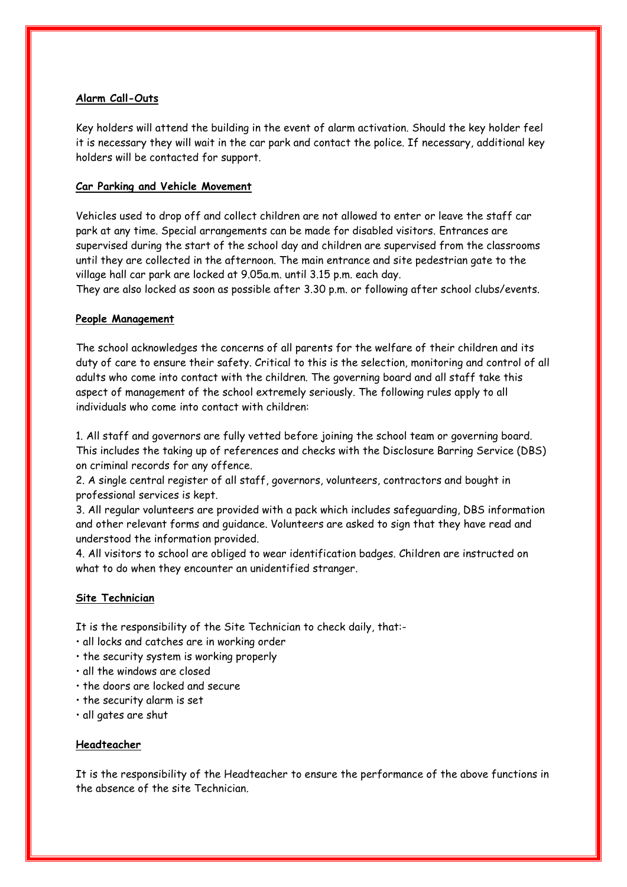**Alarm Call-Outs**

Key holders will attend the building in the event of alarm activation. Should the key holder feel it is necessary they will wait in the car park and contact the police. If necessary, additional key holders will be contacted for support.

**Car Parking and Vehicle Movement**

Vehicles used to drop off and collect children are not allowed to enter or leave the staff car park at any time. Special arrangements can be made for disabled visitors. Entrances are supervised during the start of the school day and children are supervised from the classrooms until they are collected in the afternoon. The main entrance and site pedestrian gate to the village hall car park are locked at 9.05a.m. until 3.15 p.m. each day.
They are also locked as soon as possible after 3.30 p.m. or following after school clubs/events.

**People Management**

The school acknowledges the concerns of all parents for the welfare of their children and its duty of care to ensure their safety. Critical to this is the selection, monitoring and control of all adults who come into contact with the children. The governing board and all staff take this aspect of management of the school extremely seriously. The following rules apply to all individuals who come into contact with children:

1. All staff and governors are fully vetted before joining the school team or governing board. This includes the taking up of references and checks with the Disclosure Barring Service (DBS) on criminal records for any offence.
2. A single central register of all staff, governors, volunteers, contractors and bought in professional services is kept.
3. All regular volunteers are provided with a pack which includes safeguarding, DBS information and other relevant forms and guidance. Volunteers are asked to sign that they have read and understood the information provided.
4. All visitors to school are obliged to wear identification badges. Children are instructed on what to do when they encounter an unidentified stranger.

**Site Technician**

It is the responsibility of the Site Technician to check daily, that:-

- all locks and catches are in working order
- the security system is working properly
- all the windows are closed
- the doors are locked and secure
- the security alarm is set
- all gates are shut

**Headteacher**

It is the responsibility of the Headteacher to ensure the performance of the above functions in the absence of the site Technician.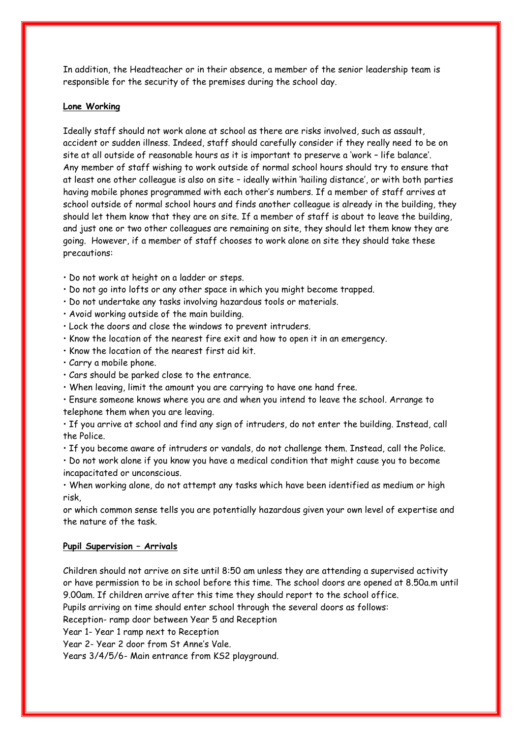In addition, the Headteacher or in their absence, a member of the senior leadership team is responsible for the security of the premises during the school day.

**Lone Working**

Ideally staff should not work alone at school as there are risks involved, such as assault, accident or sudden illness. Indeed, staff should carefully consider if they really need to be on site at all outside of reasonable hours as it is important to preserve a 'work – life balance'. Any member of staff wishing to work outside of normal school hours should try to ensure that at least one other colleague is also on site – ideally within 'hailing distance', or with both parties having mobile phones programmed with each other's numbers. If a member of staff arrives at school outside of normal school hours and finds another colleague is already in the building, they should let them know that they are on site. If a member of staff is about to leave the building, and just one or two other colleagues are remaining on site, they should let them know they are going. However, if a member of staff chooses to work alone on site they should take these precautions:

- Do not work at height on a ladder or steps.
- Do not go into lofts or any other space in which you might become trapped.
- Do not undertake any tasks involving hazardous tools or materials.
- Avoid working outside of the main building.
- Lock the doors and close the windows to prevent intruders.
- Know the location of the nearest fire exit and how to open it in an emergency.
- Know the location of the nearest first aid kit.
- Carry a mobile phone.
- Cars should be parked close to the entrance.
- When leaving, limit the amount you are carrying to have one hand free.
- Ensure someone knows where you are and when you intend to leave the school. Arrange to telephone them when you are leaving.
- If you arrive at school and find any sign of intruders, do not enter the building. Instead, call the Police.
- If you become aware of intruders or vandals, do not challenge them. Instead, call the Police.
- Do not work alone if you know you have a medical condition that might cause you to become incapacitated or unconscious.
- When working alone, do not attempt any tasks which have been identified as medium or high risk,
or which common sense tells you are potentially hazardous given your own level of expertise and the nature of the task.

**Pupil Supervision – Arrivals**

Children should not arrive on site until 8:50 am unless they are attending a supervised activity or have permission to be in school before this time. The school doors are opened at 8.50a.m until 9.00am. If children arrive after this time they should report to the school office.
Pupils arriving on time should enter school through the several doors as follows:
Reception- ramp door between Year 5 and Reception
Year 1- Year 1 ramp next to Reception
Year 2- Year 2 door from St Anne's Vale.
Years 3/4/5/6- Main entrance from KS2 playground.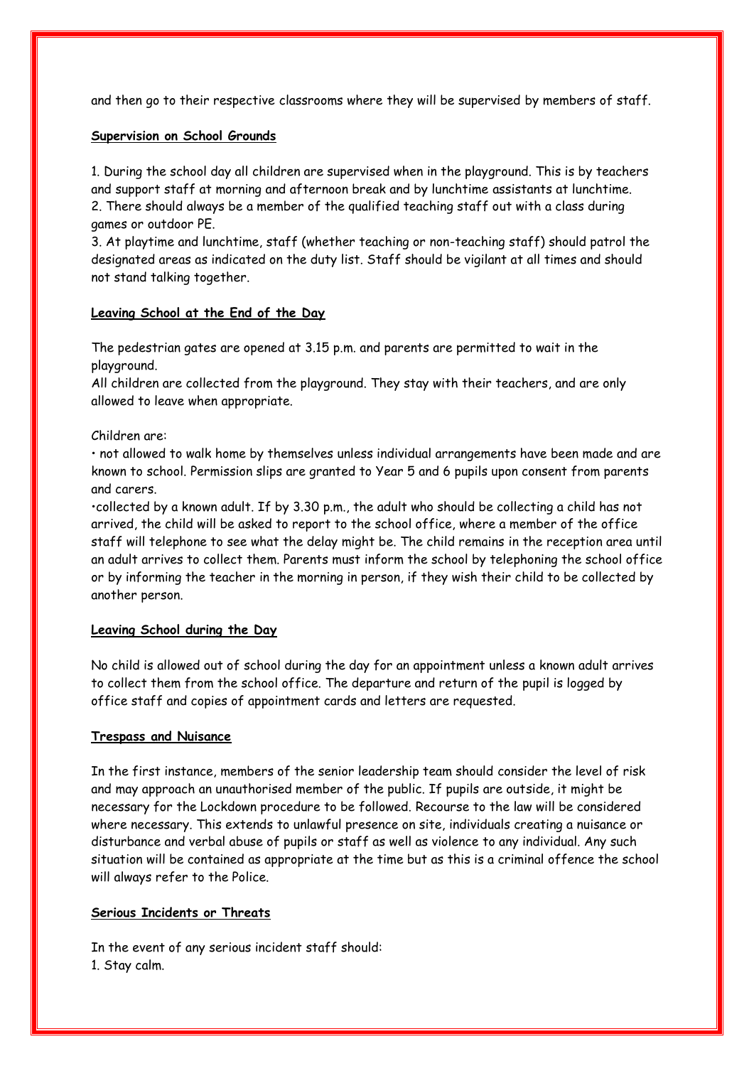and then go to their respective classrooms where they will be supervised by members of staff.

**Supervision on School Grounds**

1. During the school day all children are supervised when in the playground. This is by teachers and support staff at morning and afternoon break and by lunchtime assistants at lunchtime.
2. There should always be a member of the qualified teaching staff out with a class during games or outdoor PE.
3. At playtime and lunchtime, staff (whether teaching or non-teaching staff) should patrol the designated areas as indicated on the duty list. Staff should be vigilant at all times and should not stand talking together.

**Leaving School at the End of the Day**

The pedestrian gates are opened at 3.15 p.m. and parents are permitted to wait in the playground.
All children are collected from the playground. They stay with their teachers, and are only allowed to leave when appropriate.

Children are:

- not allowed to walk home by themselves unless individual arrangements have been made and are known to school. Permission slips are granted to Year 5 and 6 pupils upon consent from parents and carers.
- collected by a known adult. If by 3.30 p.m., the adult who should be collecting a child has not arrived, the child will be asked to report to the school office, where a member of the office staff will telephone to see what the delay might be. The child remains in the reception area until an adult arrives to collect them. Parents must inform the school by telephoning the school office or by informing the teacher in the morning in person, if they wish their child to be collected by another person.

**Leaving School during the Day**

No child is allowed out of school during the day for an appointment unless a known adult arrives to collect them from the school office. The departure and return of the pupil is logged by office staff and copies of appointment cards and letters are requested.

**Trespass and Nuisance**

In the first instance, members of the senior leadership team should consider the level of risk and may approach an unauthorised member of the public. If pupils are outside, it might be necessary for the Lockdown procedure to be followed. Recourse to the law will be considered where necessary. This extends to unlawful presence on site, individuals creating a nuisance or disturbance and verbal abuse of pupils or staff as well as violence to any individual. Any such situation will be contained as appropriate at the time but as this is a criminal offence the school will always refer to the Police.

**Serious Incidents or Threats**

In the event of any serious incident staff should:
1. Stay calm.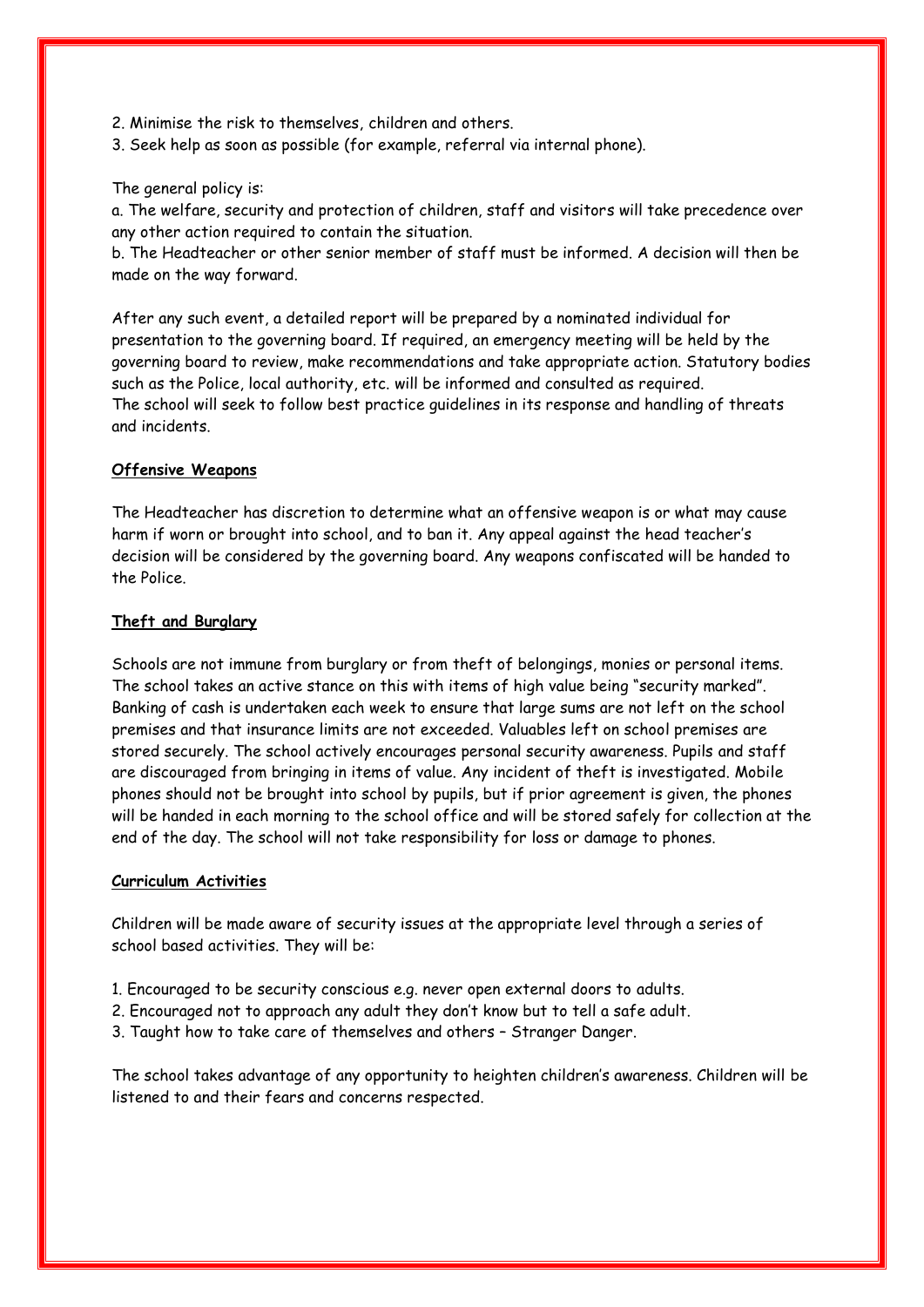2. Minimise the risk to themselves, children and others.
3. Seek help as soon as possible (for example, referral via internal phone).

The general policy is:

a. The welfare, security and protection of children, staff and visitors will take precedence over any other action required to contain the situation.
b. The Headteacher or other senior member of staff must be informed. A decision will then be made on the way forward.

After any such event, a detailed report will be prepared by a nominated individual for presentation to the governing board. If required, an emergency meeting will be held by the governing board to review, make recommendations and take appropriate action. Statutory bodies such as the Police, local authority, etc. will be informed and consulted as required.
The school will seek to follow best practice guidelines in its response and handling of threats and incidents.

**Offensive Weapons**

The Headteacher has discretion to determine what an offensive weapon is or what may cause harm if worn or brought into school, and to ban it. Any appeal against the head teacher's decision will be considered by the governing board. Any weapons confiscated will be handed to the Police.

**Theft and Burglary**

Schools are not immune from burglary or from theft of belongings, monies or personal items. The school takes an active stance on this with items of high value being "security marked". Banking of cash is undertaken each week to ensure that large sums are not left on the school premises and that insurance limits are not exceeded. Valuables left on school premises are stored securely. The school actively encourages personal security awareness. Pupils and staff are discouraged from bringing in items of value. Any incident of theft is investigated. Mobile phones should not be brought into school by pupils, but if prior agreement is given, the phones will be handed in each morning to the school office and will be stored safely for collection at the end of the day. The school will not take responsibility for loss or damage to phones.

**Curriculum Activities**

Children will be made aware of security issues at the appropriate level through a series of school based activities. They will be:

1. Encouraged to be security conscious e.g. never open external doors to adults.
2. Encouraged not to approach any adult they don't know but to tell a safe adult.
3. Taught how to take care of themselves and others – Stranger Danger.

The school takes advantage of any opportunity to heighten children's awareness. Children will be listened to and their fears and concerns respected.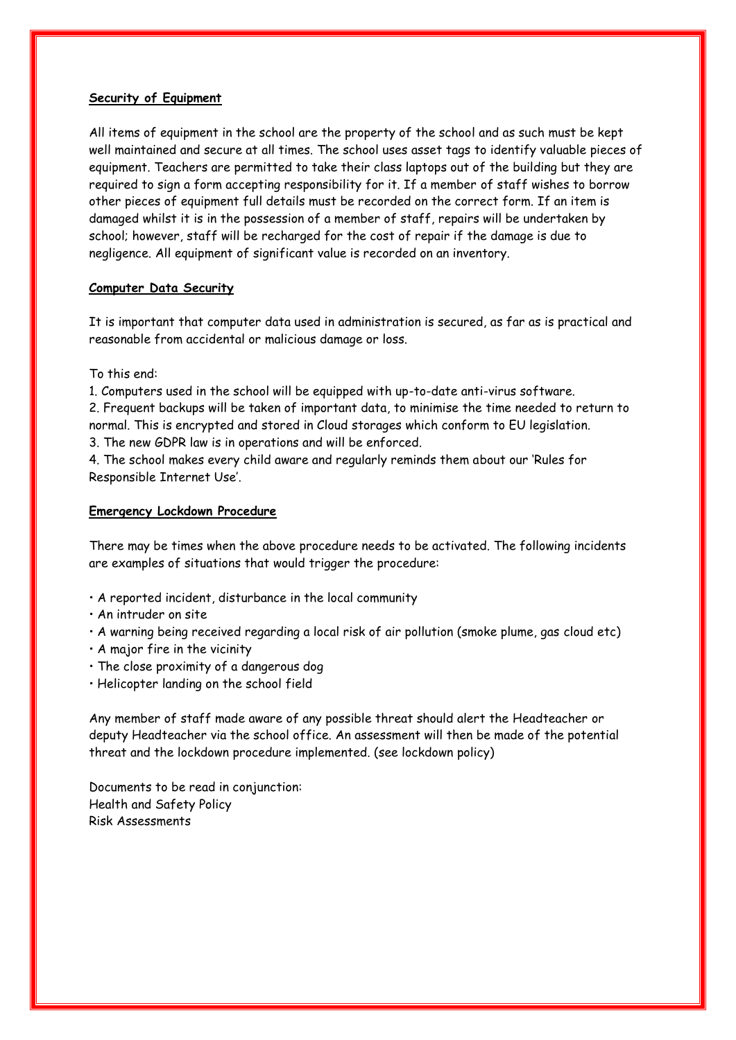**Security of Equipment**

All items of equipment in the school are the property of the school and as such must be kept well maintained and secure at all times. The school uses asset tags to identify valuable pieces of equipment. Teachers are permitted to take their class laptops out of the building but they are required to sign a form accepting responsibility for it. If a member of staff wishes to borrow other pieces of equipment full details must be recorded on the correct form. If an item is damaged whilst it is in the possession of a member of staff, repairs will be undertaken by school; however, staff will be recharged for the cost of repair if the damage is due to negligence. All equipment of significant value is recorded on an inventory.

**Computer Data Security**

It is important that computer data used in administration is secured, as far as is practical and reasonable from accidental or malicious damage or loss.

To this end:

1. Computers used in the school will be equipped with up-to-date anti-virus software.
2. Frequent backups will be taken of important data, to minimise the time needed to return to normal. This is encrypted and stored in Cloud storages which conform to EU legislation.
3. The new GDPR law is in operations and will be enforced.
4. The school makes every child aware and regularly reminds them about our 'Rules for Responsible Internet Use'.

**Emergency Lockdown Procedure**

There may be times when the above procedure needs to be activated. The following incidents are examples of situations that would trigger the procedure:

- A reported incident, disturbance in the local community
- An intruder on site
- A warning being received regarding a local risk of air pollution (smoke plume, gas cloud etc)
- A major fire in the vicinity
- The close proximity of a dangerous dog
- Helicopter landing on the school field

Any member of staff made aware of any possible threat should alert the Headteacher or deputy Headteacher via the school office. An assessment will then be made of the potential threat and the lockdown procedure implemented. (see lockdown policy)

Documents to be read in conjunction:
Health and Safety Policy
Risk Assessments